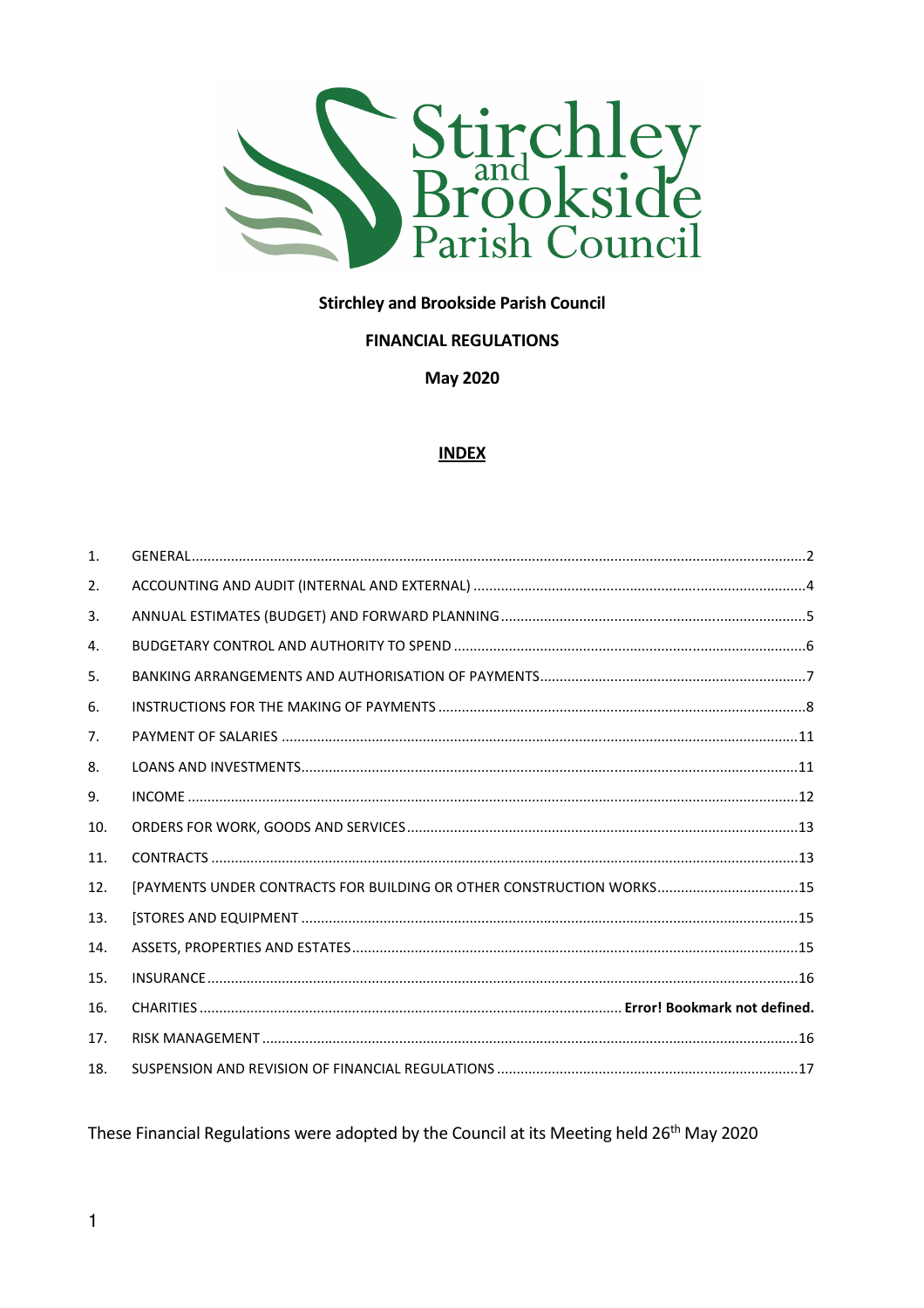**Stirchley and Brookside Parish Council**

**FINANCIAL REGULATIONS**

**May 2020**

## INDEX

| | | |
|---|---|---|
| 1. | GENERAL | 2 |
| 2. | ACCOUNTING AND AUDIT (INTERNAL AND EXTERNAL) | 4 |
| 3. | ANNUAL ESTIMATES (BUDGET) AND FORWARD PLANNING | 5 |
| 4. | BUDGETARY CONTROL AND AUTHORITY TO SPEND | 6 |
| 5. | BANKING ARRANGEMENTS AND AUTHORISATION OF PAYMENTS | 7 |
| 6. | INSTRUCTIONS FOR THE MAKING OF PAYMENTS | 8 |
| 7. | PAYMENT OF SALARIES | 11 |
| 8. | LOANS AND INVESTMENTS | 11 |
| 9. | INCOME | 12 |
| 10. | ORDERS FOR WORK, GOODS AND SERVICES | 13 |
| 11. | CONTRACTS | 13 |
| 12. | [PAYMENTS UNDER CONTRACTS FOR BUILDING OR OTHER CONSTRUCTION WORKS | 15 |
| 13. | [STORES AND EQUIPMENT | 15 |
| 14. | ASSETS, PROPERTIES AND ESTATES | 15 |
| 15. | INSURANCE | 16 |
| 16. | CHARITIES | **Error! Bookmark not defined.** |
| 17. | RISK MANAGEMENT | 16 |
| 18. | SUSPENSION AND REVISION OF FINANCIAL REGULATIONS | 17 |

These Financial Regulations were adopted by the Council at its Meeting held 26th May 2020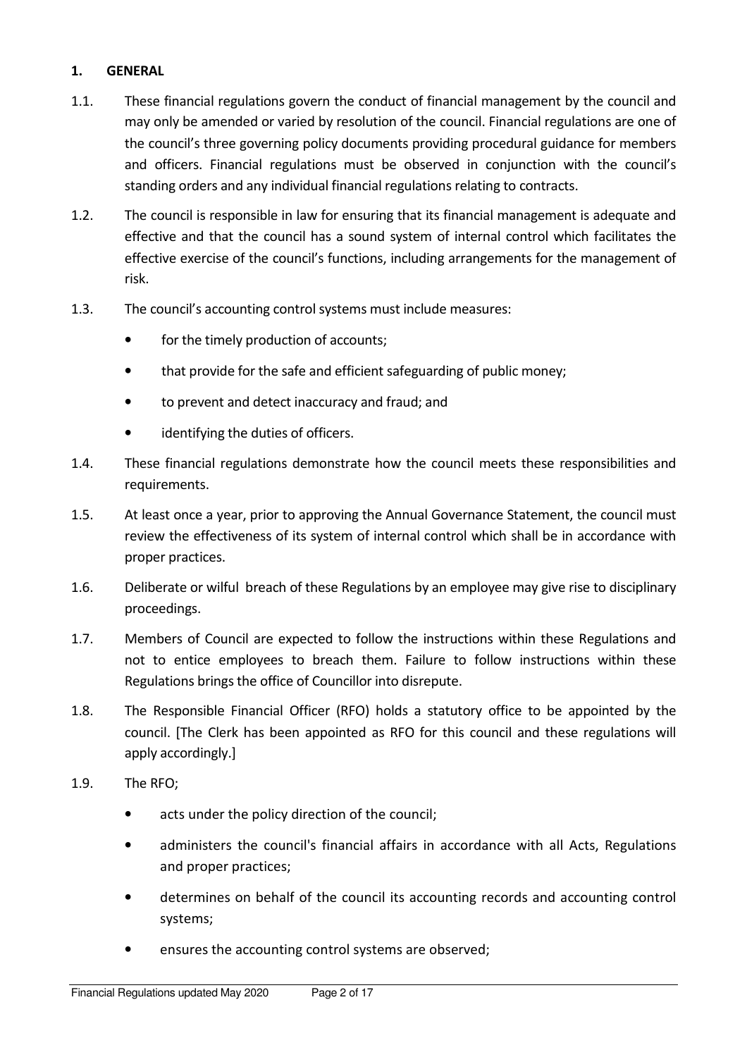## 1. GENERAL

1.1. These financial regulations govern the conduct of financial management by the council and may only be amended or varied by resolution of the council. Financial regulations are one of the council's three governing policy documents providing procedural guidance for members and officers. Financial regulations must be observed in conjunction with the council's standing orders and any individual financial regulations relating to contracts.

1.2. The council is responsible in law for ensuring that its financial management is adequate and effective and that the council has a sound system of internal control which facilitates the effective exercise of the council's functions, including arrangements for the management of risk.

1.3. The council's accounting control systems must include measures:

- for the timely production of accounts;
- that provide for the safe and efficient safeguarding of public money;
- to prevent and detect inaccuracy and fraud; and
- identifying the duties of officers.

1.4. These financial regulations demonstrate how the council meets these responsibilities and requirements.

1.5. At least once a year, prior to approving the Annual Governance Statement, the council must review the effectiveness of its system of internal control which shall be in accordance with proper practices.

1.6. Deliberate or wilful breach of these Regulations by an employee may give rise to disciplinary proceedings.

1.7. Members of Council are expected to follow the instructions within these Regulations and not to entice employees to breach them. Failure to follow instructions within these Regulations brings the office of Councillor into disrepute.

1.8. The Responsible Financial Officer (RFO) holds a statutory office to be appointed by the council. [The Clerk has been appointed as RFO for this council and these regulations will apply accordingly.]

1.9. The RFO;

- acts under the policy direction of the council;
- administers the council's financial affairs in accordance with all Acts, Regulations and proper practices;
- determines on behalf of the council its accounting records and accounting control systems;
- ensures the accounting control systems are observed;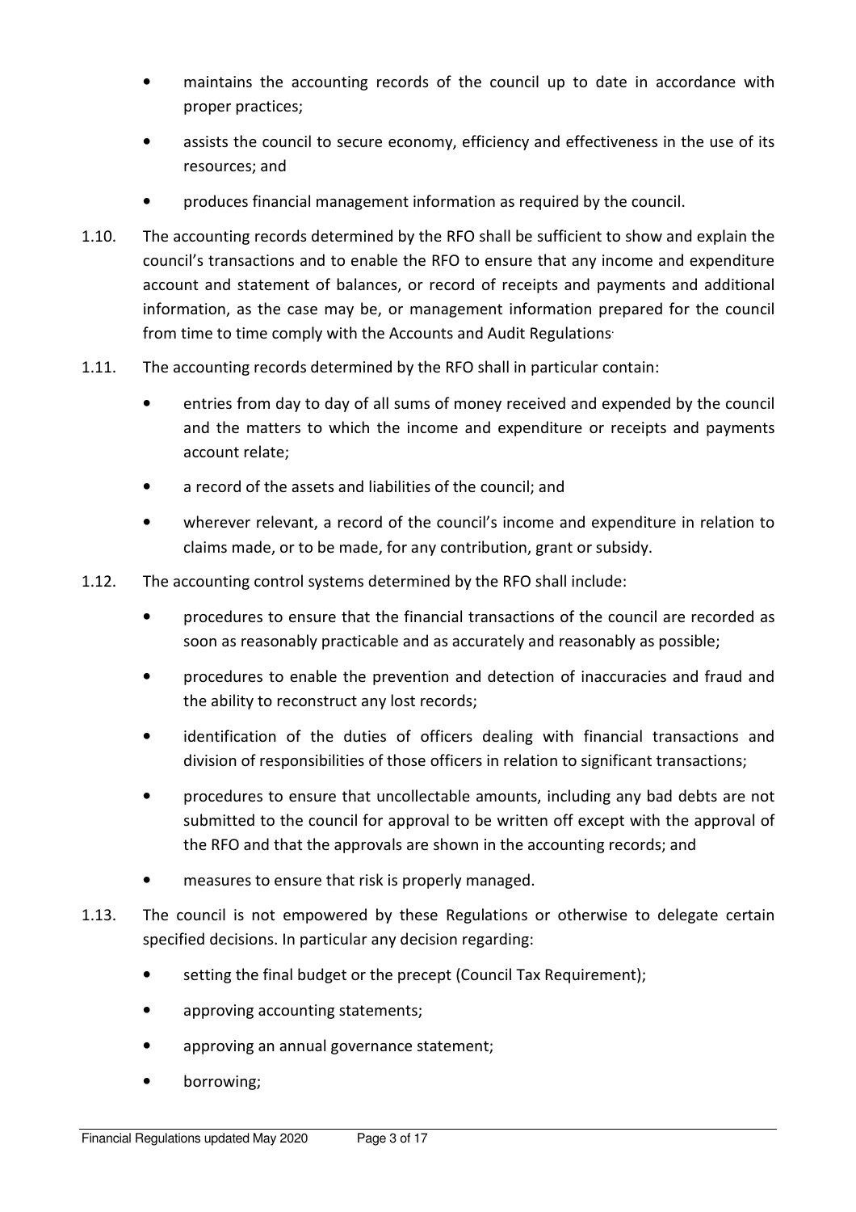- maintains the accounting records of the council up to date in accordance with proper practices;
- assists the council to secure economy, efficiency and effectiveness in the use of its resources; and
- produces financial management information as required by the council.

1.10. The accounting records determined by the RFO shall be sufficient to show and explain the council's transactions and to enable the RFO to ensure that any income and expenditure account and statement of balances, or record of receipts and payments and additional information, as the case may be, or management information prepared for the council from time to time comply with the Accounts and Audit Regulations.

1.11. The accounting records determined by the RFO shall in particular contain:

- entries from day to day of all sums of money received and expended by the council and the matters to which the income and expenditure or receipts and payments account relate;
- a record of the assets and liabilities of the council; and
- wherever relevant, a record of the council's income and expenditure in relation to claims made, or to be made, for any contribution, grant or subsidy.

1.12. The accounting control systems determined by the RFO shall include:

- procedures to ensure that the financial transactions of the council are recorded as soon as reasonably practicable and as accurately and reasonably as possible;
- procedures to enable the prevention and detection of inaccuracies and fraud and the ability to reconstruct any lost records;
- identification of the duties of officers dealing with financial transactions and division of responsibilities of those officers in relation to significant transactions;
- procedures to ensure that uncollectable amounts, including any bad debts are not submitted to the council for approval to be written off except with the approval of the RFO and that the approvals are shown in the accounting records; and
- measures to ensure that risk is properly managed.

1.13. The council is not empowered by these Regulations or otherwise to delegate certain specified decisions. In particular any decision regarding:

- setting the final budget or the precept (Council Tax Requirement);
- approving accounting statements;
- approving an annual governance statement;
- borrowing;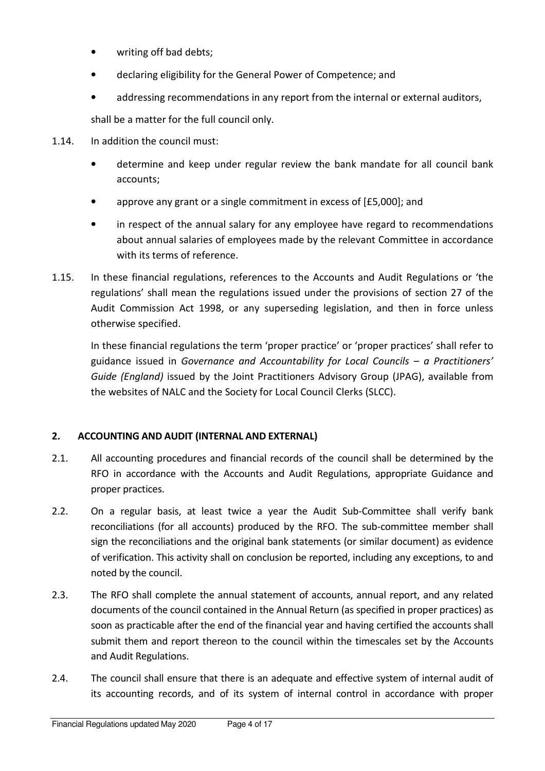- writing off bad debts;
- declaring eligibility for the General Power of Competence; and
- addressing recommendations in any report from the internal or external auditors,

shall be a matter for the full council only.

1.14. In addition the council must:

- determine and keep under regular review the bank mandate for all council bank accounts;
- approve any grant or a single commitment in excess of [£5,000]; and
- in respect of the annual salary for any employee have regard to recommendations about annual salaries of employees made by the relevant Committee in accordance with its terms of reference.

1.15. In these financial regulations, references to the Accounts and Audit Regulations or 'the regulations' shall mean the regulations issued under the provisions of section 27 of the Audit Commission Act 1998, or any superseding legislation, and then in force unless otherwise specified.

In these financial regulations the term 'proper practice' or 'proper practices' shall refer to guidance issued in *Governance and Accountability for Local Councils – a Practitioners' Guide (England)* issued by the Joint Practitioners Advisory Group (JPAG), available from the websites of NALC and the Society for Local Council Clerks (SLCC).

## 2. ACCOUNTING AND AUDIT (INTERNAL AND EXTERNAL)

2.1. All accounting procedures and financial records of the council shall be determined by the RFO in accordance with the Accounts and Audit Regulations, appropriate Guidance and proper practices.

2.2. On a regular basis, at least twice a year the Audit Sub-Committee shall verify bank reconciliations (for all accounts) produced by the RFO. The sub-committee member shall sign the reconciliations and the original bank statements (or similar document) as evidence of verification. This activity shall on conclusion be reported, including any exceptions, to and noted by the council.

2.3. The RFO shall complete the annual statement of accounts, annual report, and any related documents of the council contained in the Annual Return (as specified in proper practices) as soon as practicable after the end of the financial year and having certified the accounts shall submit them and report thereon to the council within the timescales set by the Accounts and Audit Regulations.

2.4. The council shall ensure that there is an adequate and effective system of internal audit of its accounting records, and of its system of internal control in accordance with proper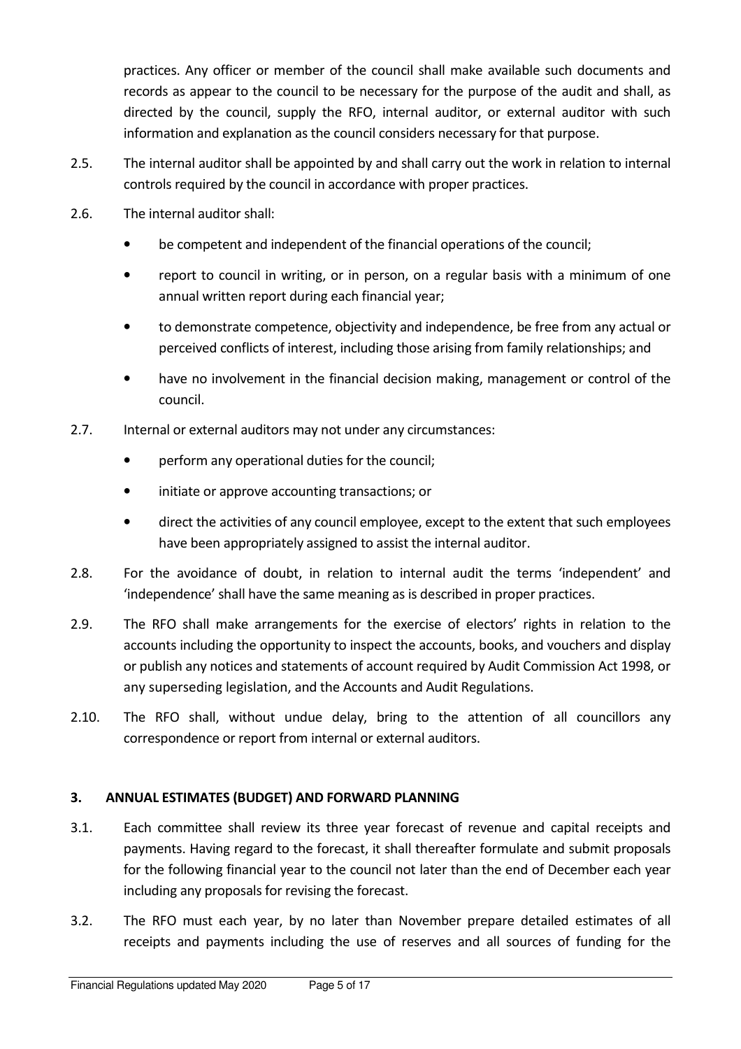practices. Any officer or member of the council shall make available such documents and records as appear to the council to be necessary for the purpose of the audit and shall, as directed by the council, supply the RFO, internal auditor, or external auditor with such information and explanation as the council considers necessary for that purpose.

2.5. The internal auditor shall be appointed by and shall carry out the work in relation to internal controls required by the council in accordance with proper practices.

2.6. The internal auditor shall:

- be competent and independent of the financial operations of the council;
- report to council in writing, or in person, on a regular basis with a minimum of one annual written report during each financial year;
- to demonstrate competence, objectivity and independence, be free from any actual or perceived conflicts of interest, including those arising from family relationships; and
- have no involvement in the financial decision making, management or control of the council.

2.7. Internal or external auditors may not under any circumstances:

- perform any operational duties for the council;
- initiate or approve accounting transactions; or
- direct the activities of any council employee, except to the extent that such employees have been appropriately assigned to assist the internal auditor.

2.8. For the avoidance of doubt, in relation to internal audit the terms 'independent' and 'independence' shall have the same meaning as is described in proper practices.

2.9. The RFO shall make arrangements for the exercise of electors' rights in relation to the accounts including the opportunity to inspect the accounts, books, and vouchers and display or publish any notices and statements of account required by Audit Commission Act 1998, or any superseding legislation, and the Accounts and Audit Regulations.

2.10. The RFO shall, without undue delay, bring to the attention of all councillors any correspondence or report from internal or external auditors.

## 3. ANNUAL ESTIMATES (BUDGET) AND FORWARD PLANNING

3.1. Each committee shall review its three year forecast of revenue and capital receipts and payments. Having regard to the forecast, it shall thereafter formulate and submit proposals for the following financial year to the council not later than the end of December each year including any proposals for revising the forecast.

3.2. The RFO must each year, by no later than November prepare detailed estimates of all receipts and payments including the use of reserves and all sources of funding for the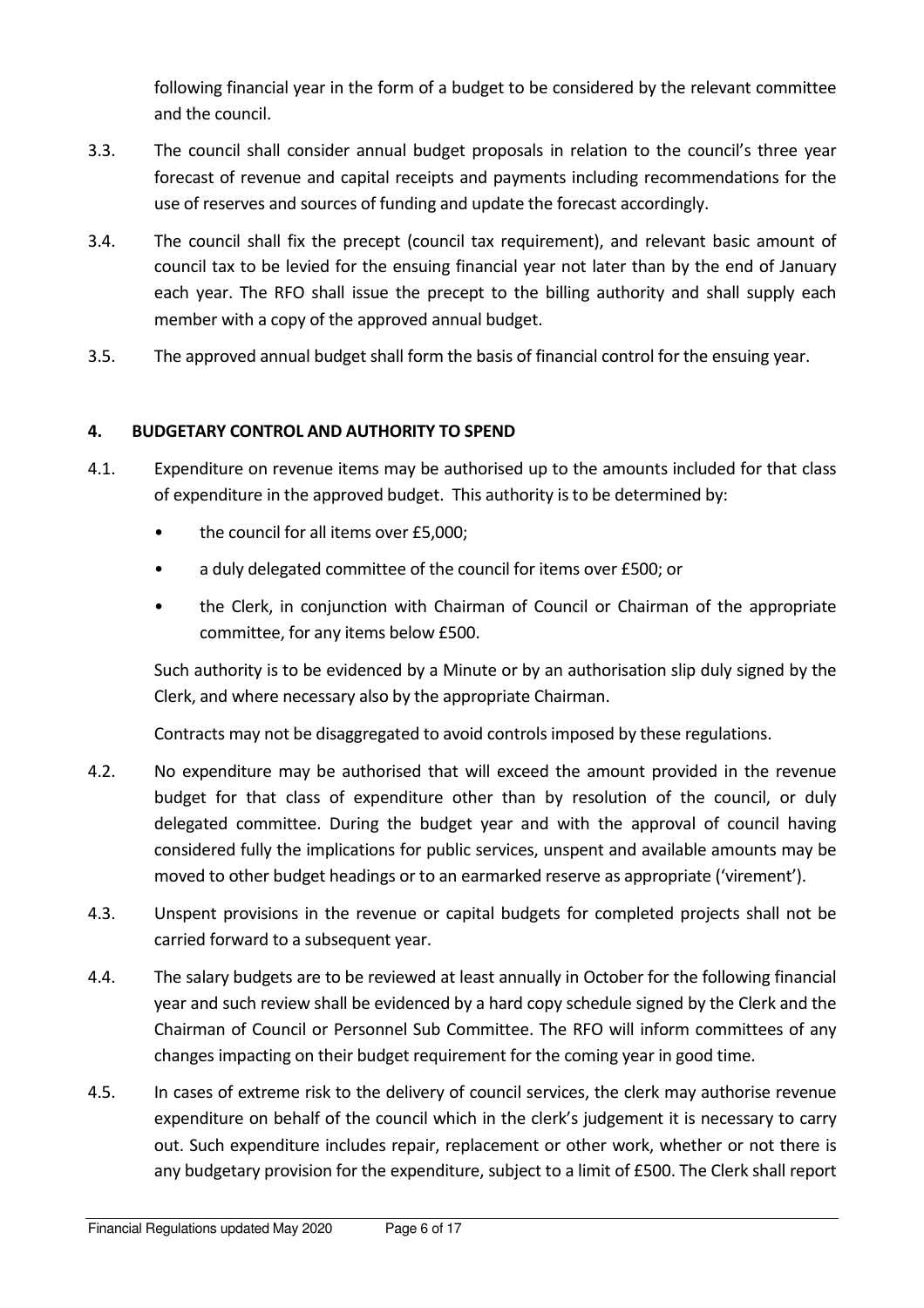following financial year in the form of a budget to be considered by the relevant committee and the council.

3.3. The council shall consider annual budget proposals in relation to the council's three year forecast of revenue and capital receipts and payments including recommendations for the use of reserves and sources of funding and update the forecast accordingly.

3.4. The council shall fix the precept (council tax requirement), and relevant basic amount of council tax to be levied for the ensuing financial year not later than by the end of January each year. The RFO shall issue the precept to the billing authority and shall supply each member with a copy of the approved annual budget.

3.5. The approved annual budget shall form the basis of financial control for the ensuing year.

## 4. BUDGETARY CONTROL AND AUTHORITY TO SPEND

4.1. Expenditure on revenue items may be authorised up to the amounts included for that class of expenditure in the approved budget. This authority is to be determined by:

- the council for all items over £5,000;
- a duly delegated committee of the council for items over £500; or
- the Clerk, in conjunction with Chairman of Council or Chairman of the appropriate committee, for any items below £500.

Such authority is to be evidenced by a Minute or by an authorisation slip duly signed by the Clerk, and where necessary also by the appropriate Chairman.

Contracts may not be disaggregated to avoid controls imposed by these regulations.

4.2. No expenditure may be authorised that will exceed the amount provided in the revenue budget for that class of expenditure other than by resolution of the council, or duly delegated committee. During the budget year and with the approval of council having considered fully the implications for public services, unspent and available amounts may be moved to other budget headings or to an earmarked reserve as appropriate ('virement').

4.3. Unspent provisions in the revenue or capital budgets for completed projects shall not be carried forward to a subsequent year.

4.4. The salary budgets are to be reviewed at least annually in October for the following financial year and such review shall be evidenced by a hard copy schedule signed by the Clerk and the Chairman of Council or Personnel Sub Committee. The RFO will inform committees of any changes impacting on their budget requirement for the coming year in good time.

4.5. In cases of extreme risk to the delivery of council services, the clerk may authorise revenue expenditure on behalf of the council which in the clerk's judgement it is necessary to carry out. Such expenditure includes repair, replacement or other work, whether or not there is any budgetary provision for the expenditure, subject to a limit of £500. The Clerk shall report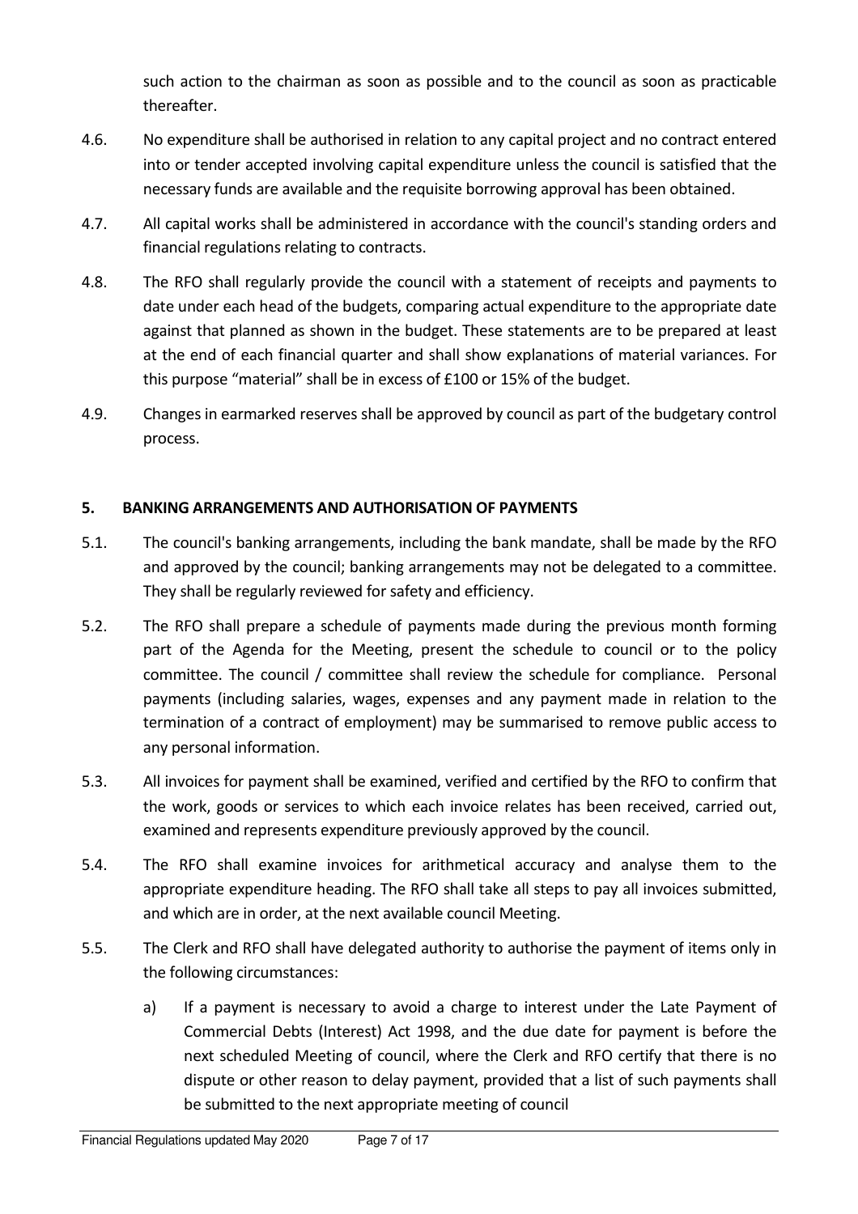such action to the chairman as soon as possible and to the council as soon as practicable thereafter.

4.6. No expenditure shall be authorised in relation to any capital project and no contract entered into or tender accepted involving capital expenditure unless the council is satisfied that the necessary funds are available and the requisite borrowing approval has been obtained.

4.7. All capital works shall be administered in accordance with the council's standing orders and financial regulations relating to contracts.

4.8. The RFO shall regularly provide the council with a statement of receipts and payments to date under each head of the budgets, comparing actual expenditure to the appropriate date against that planned as shown in the budget. These statements are to be prepared at least at the end of each financial quarter and shall show explanations of material variances. For this purpose "material" shall be in excess of £100 or 15% of the budget.

4.9. Changes in earmarked reserves shall be approved by council as part of the budgetary control process.

## 5. BANKING ARRANGEMENTS AND AUTHORISATION OF PAYMENTS

5.1. The council's banking arrangements, including the bank mandate, shall be made by the RFO and approved by the council; banking arrangements may not be delegated to a committee. They shall be regularly reviewed for safety and efficiency.

5.2. The RFO shall prepare a schedule of payments made during the previous month forming part of the Agenda for the Meeting, present the schedule to council or to the policy committee. The council / committee shall review the schedule for compliance. Personal payments (including salaries, wages, expenses and any payment made in relation to the termination of a contract of employment) may be summarised to remove public access to any personal information.

5.3. All invoices for payment shall be examined, verified and certified by the RFO to confirm that the work, goods or services to which each invoice relates has been received, carried out, examined and represents expenditure previously approved by the council.

5.4. The RFO shall examine invoices for arithmetical accuracy and analyse them to the appropriate expenditure heading. The RFO shall take all steps to pay all invoices submitted, and which are in order, at the next available council Meeting.

5.5. The Clerk and RFO shall have delegated authority to authorise the payment of items only in the following circumstances:

a) If a payment is necessary to avoid a charge to interest under the Late Payment of Commercial Debts (Interest) Act 1998, and the due date for payment is before the next scheduled Meeting of council, where the Clerk and RFO certify that there is no dispute or other reason to delay payment, provided that a list of such payments shall be submitted to the next appropriate meeting of council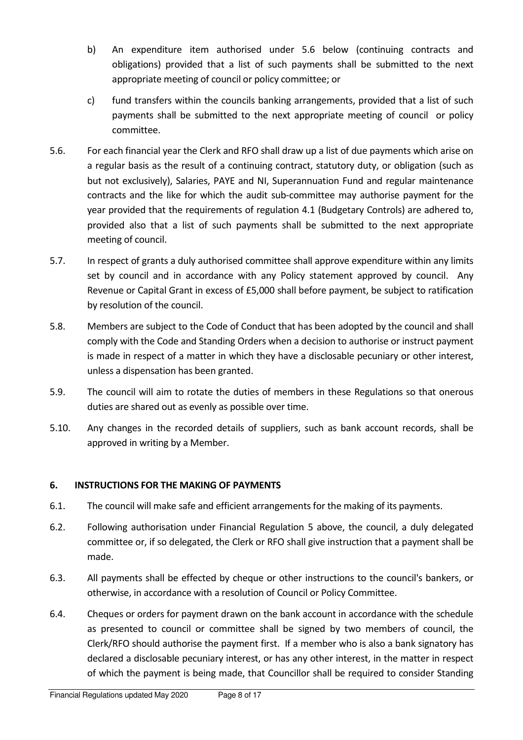b) An expenditure item authorised under 5.6 below (continuing contracts and obligations) provided that a list of such payments shall be submitted to the next appropriate meeting of council or policy committee; or

c) fund transfers within the councils banking arrangements, provided that a list of such payments shall be submitted to the next appropriate meeting of council or policy committee.

5.6. For each financial year the Clerk and RFO shall draw up a list of due payments which arise on a regular basis as the result of a continuing contract, statutory duty, or obligation (such as but not exclusively), Salaries, PAYE and NI, Superannuation Fund and regular maintenance contracts and the like for which the audit sub-committee may authorise payment for the year provided that the requirements of regulation 4.1 (Budgetary Controls) are adhered to, provided also that a list of such payments shall be submitted to the next appropriate meeting of council.

5.7. In respect of grants a duly authorised committee shall approve expenditure within any limits set by council and in accordance with any Policy statement approved by council. Any Revenue or Capital Grant in excess of £5,000 shall before payment, be subject to ratification by resolution of the council.

5.8. Members are subject to the Code of Conduct that has been adopted by the council and shall comply with the Code and Standing Orders when a decision to authorise or instruct payment is made in respect of a matter in which they have a disclosable pecuniary or other interest, unless a dispensation has been granted.

5.9. The council will aim to rotate the duties of members in these Regulations so that onerous duties are shared out as evenly as possible over time.

5.10. Any changes in the recorded details of suppliers, such as bank account records, shall be approved in writing by a Member.

## 6. INSTRUCTIONS FOR THE MAKING OF PAYMENTS

6.1. The council will make safe and efficient arrangements for the making of its payments.

6.2. Following authorisation under Financial Regulation 5 above, the council, a duly delegated committee or, if so delegated, the Clerk or RFO shall give instruction that a payment shall be made.

6.3. All payments shall be effected by cheque or other instructions to the council's bankers, or otherwise, in accordance with a resolution of Council or Policy Committee.

6.4. Cheques or orders for payment drawn on the bank account in accordance with the schedule as presented to council or committee shall be signed by two members of council, the Clerk/RFO should authorise the payment first. If a member who is also a bank signatory has declared a disclosable pecuniary interest, or has any other interest, in the matter in respect of which the payment is being made, that Councillor shall be required to consider Standing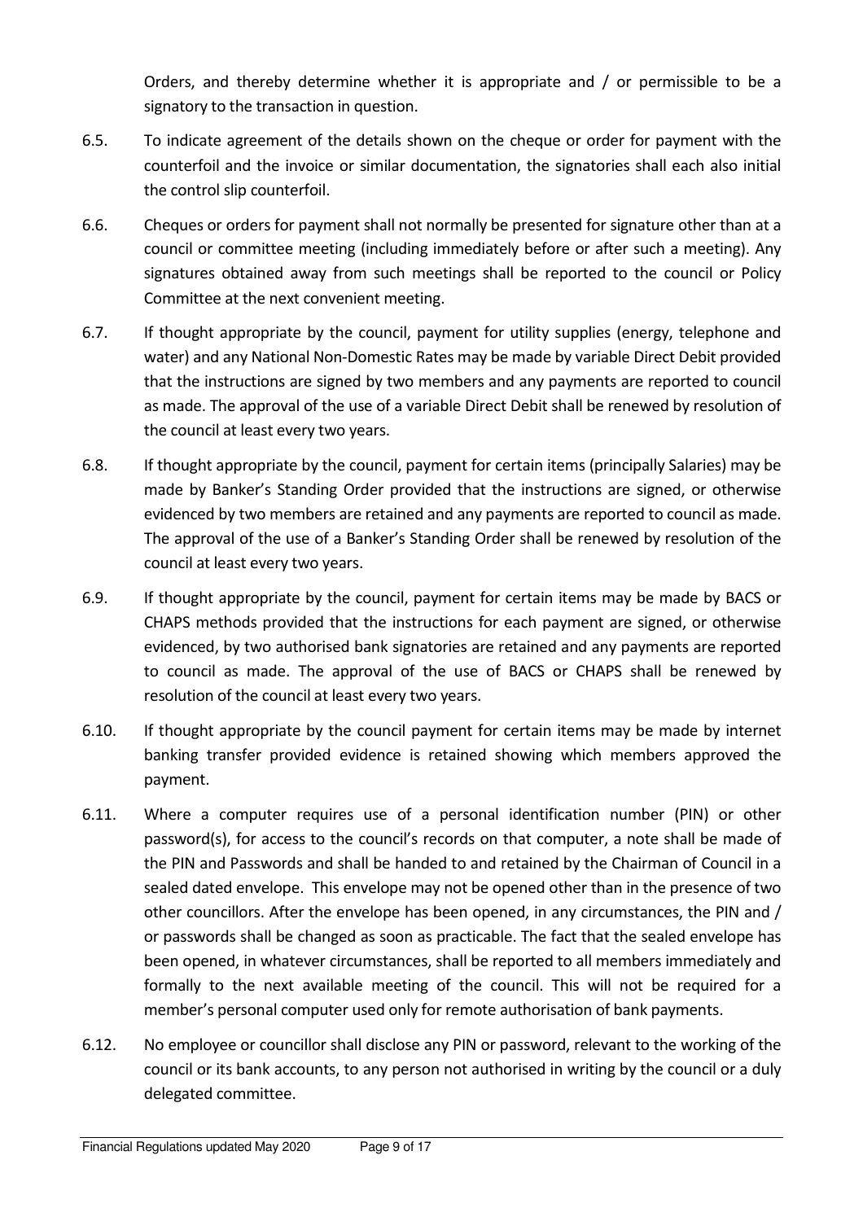Orders, and thereby determine whether it is appropriate and / or permissible to be a signatory to the transaction in question.

6.5. To indicate agreement of the details shown on the cheque or order for payment with the counterfoil and the invoice or similar documentation, the signatories shall each also initial the control slip counterfoil.

6.6. Cheques or orders for payment shall not normally be presented for signature other than at a council or committee meeting (including immediately before or after such a meeting). Any signatures obtained away from such meetings shall be reported to the council or Policy Committee at the next convenient meeting.

6.7. If thought appropriate by the council, payment for utility supplies (energy, telephone and water) and any National Non-Domestic Rates may be made by variable Direct Debit provided that the instructions are signed by two members and any payments are reported to council as made. The approval of the use of a variable Direct Debit shall be renewed by resolution of the council at least every two years.

6.8. If thought appropriate by the council, payment for certain items (principally Salaries) may be made by Banker's Standing Order provided that the instructions are signed, or otherwise evidenced by two members are retained and any payments are reported to council as made. The approval of the use of a Banker's Standing Order shall be renewed by resolution of the council at least every two years.

6.9. If thought appropriate by the council, payment for certain items may be made by BACS or CHAPS methods provided that the instructions for each payment are signed, or otherwise evidenced, by two authorised bank signatories are retained and any payments are reported to council as made. The approval of the use of BACS or CHAPS shall be renewed by resolution of the council at least every two years.

6.10. If thought appropriate by the council payment for certain items may be made by internet banking transfer provided evidence is retained showing which members approved the payment.

6.11. Where a computer requires use of a personal identification number (PIN) or other password(s), for access to the council's records on that computer, a note shall be made of the PIN and Passwords and shall be handed to and retained by the Chairman of Council in a sealed dated envelope. This envelope may not be opened other than in the presence of two other councillors. After the envelope has been opened, in any circumstances, the PIN and / or passwords shall be changed as soon as practicable. The fact that the sealed envelope has been opened, in whatever circumstances, shall be reported to all members immediately and formally to the next available meeting of the council. This will not be required for a member's personal computer used only for remote authorisation of bank payments.

6.12. No employee or councillor shall disclose any PIN or password, relevant to the working of the council or its bank accounts, to any person not authorised in writing by the council or a duly delegated committee.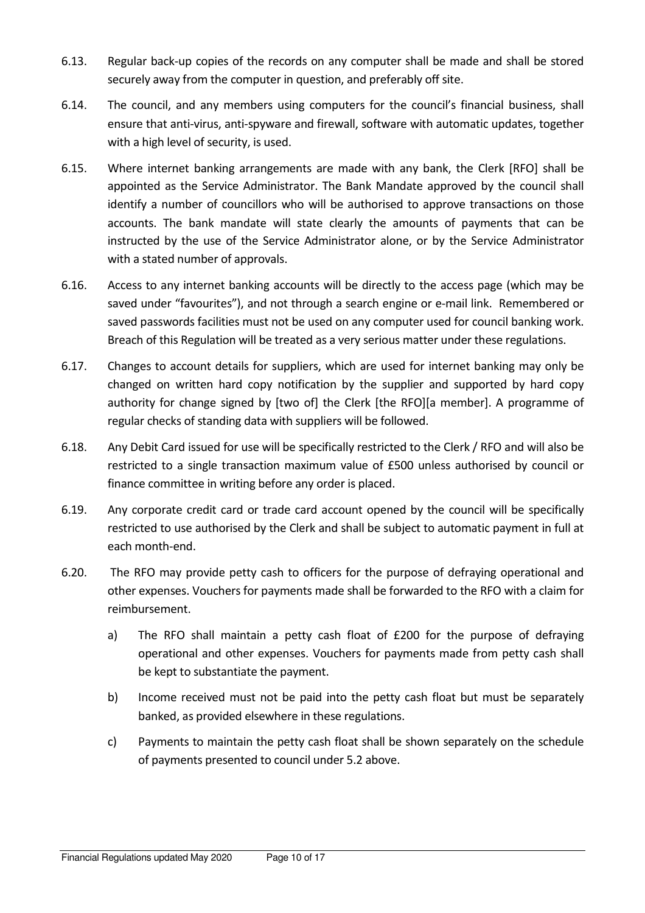6.13. Regular back-up copies of the records on any computer shall be made and shall be stored securely away from the computer in question, and preferably off site.

6.14. The council, and any members using computers for the council's financial business, shall ensure that anti-virus, anti-spyware and firewall, software with automatic updates, together with a high level of security, is used.

6.15. Where internet banking arrangements are made with any bank, the Clerk [RFO] shall be appointed as the Service Administrator. The Bank Mandate approved by the council shall identify a number of councillors who will be authorised to approve transactions on those accounts. The bank mandate will state clearly the amounts of payments that can be instructed by the use of the Service Administrator alone, or by the Service Administrator with a stated number of approvals.

6.16. Access to any internet banking accounts will be directly to the access page (which may be saved under "favourites"), and not through a search engine or e-mail link. Remembered or saved passwords facilities must not be used on any computer used for council banking work. Breach of this Regulation will be treated as a very serious matter under these regulations.

6.17. Changes to account details for suppliers, which are used for internet banking may only be changed on written hard copy notification by the supplier and supported by hard copy authority for change signed by [two of] the Clerk [the RFO][a member]. A programme of regular checks of standing data with suppliers will be followed.

6.18. Any Debit Card issued for use will be specifically restricted to the Clerk / RFO and will also be restricted to a single transaction maximum value of £500 unless authorised by council or finance committee in writing before any order is placed.

6.19. Any corporate credit card or trade card account opened by the council will be specifically restricted to use authorised by the Clerk and shall be subject to automatic payment in full at each month-end.

6.20. The RFO may provide petty cash to officers for the purpose of defraying operational and other expenses. Vouchers for payments made shall be forwarded to the RFO with a claim for reimbursement.

a) The RFO shall maintain a petty cash float of £200 for the purpose of defraying operational and other expenses. Vouchers for payments made from petty cash shall be kept to substantiate the payment.

b) Income received must not be paid into the petty cash float but must be separately banked, as provided elsewhere in these regulations.

c) Payments to maintain the petty cash float shall be shown separately on the schedule of payments presented to council under 5.2 above.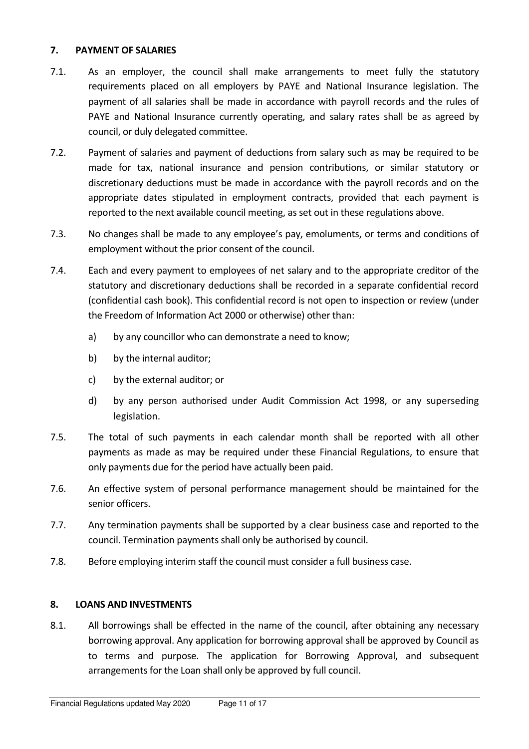## 7. PAYMENT OF SALARIES

7.1. As an employer, the council shall make arrangements to meet fully the statutory requirements placed on all employers by PAYE and National Insurance legislation. The payment of all salaries shall be made in accordance with payroll records and the rules of PAYE and National Insurance currently operating, and salary rates shall be as agreed by council, or duly delegated committee.

7.2. Payment of salaries and payment of deductions from salary such as may be required to be made for tax, national insurance and pension contributions, or similar statutory or discretionary deductions must be made in accordance with the payroll records and on the appropriate dates stipulated in employment contracts, provided that each payment is reported to the next available council meeting, as set out in these regulations above.

7.3. No changes shall be made to any employee's pay, emoluments, or terms and conditions of employment without the prior consent of the council.

7.4. Each and every payment to employees of net salary and to the appropriate creditor of the statutory and discretionary deductions shall be recorded in a separate confidential record (confidential cash book). This confidential record is not open to inspection or review (under the Freedom of Information Act 2000 or otherwise) other than:

- a) by any councillor who can demonstrate a need to know;
- b) by the internal auditor;
- c) by the external auditor; or
- d) by any person authorised under Audit Commission Act 1998, or any superseding legislation.

7.5. The total of such payments in each calendar month shall be reported with all other payments as made as may be required under these Financial Regulations, to ensure that only payments due for the period have actually been paid.

7.6. An effective system of personal performance management should be maintained for the senior officers.

7.7. Any termination payments shall be supported by a clear business case and reported to the council. Termination payments shall only be authorised by council.

7.8. Before employing interim staff the council must consider a full business case.

## 8. LOANS AND INVESTMENTS

8.1. All borrowings shall be effected in the name of the council, after obtaining any necessary borrowing approval. Any application for borrowing approval shall be approved by Council as to terms and purpose. The application for Borrowing Approval, and subsequent arrangements for the Loan shall only be approved by full council.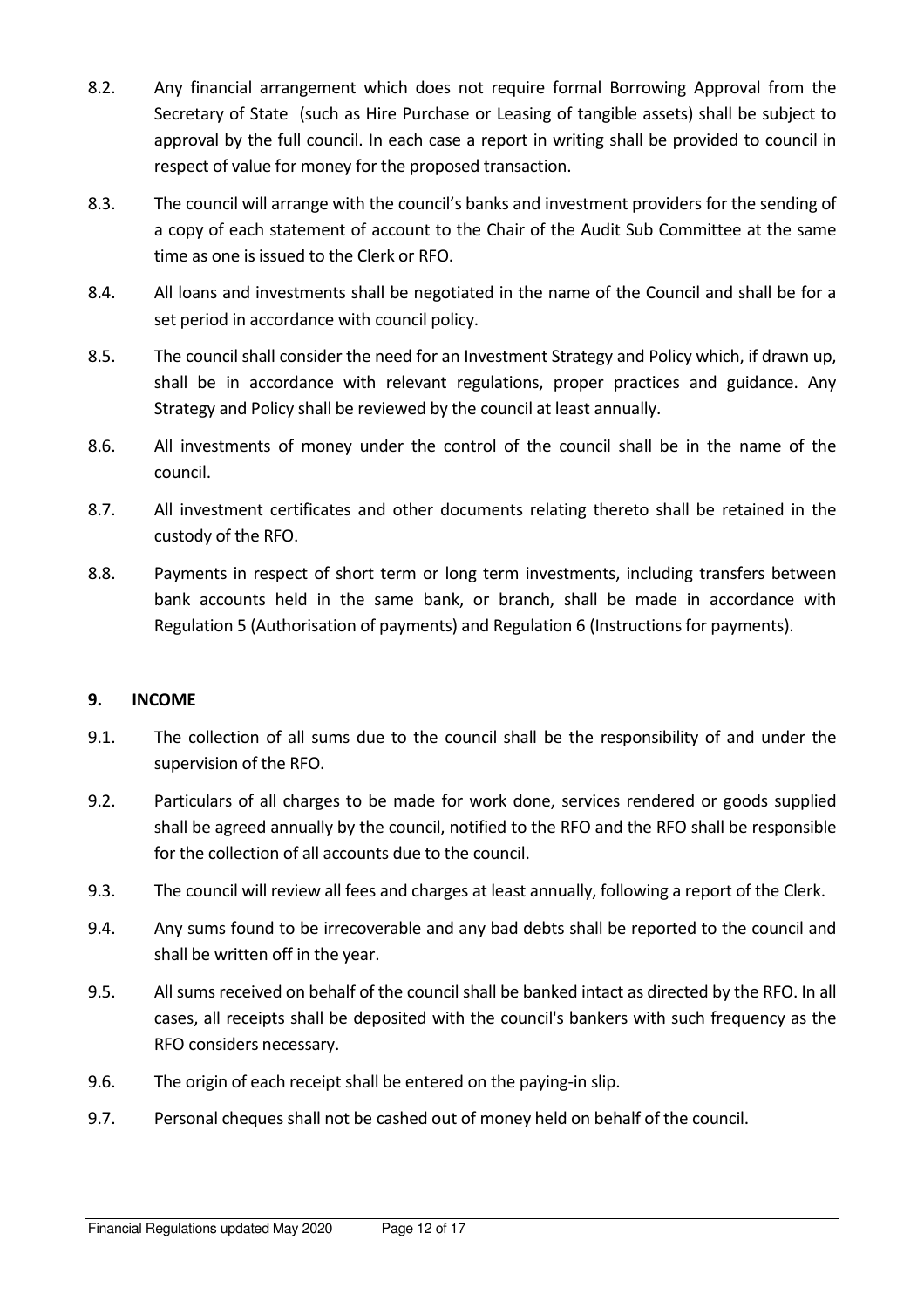8.2. Any financial arrangement which does not require formal Borrowing Approval from the Secretary of State (such as Hire Purchase or Leasing of tangible assets) shall be subject to approval by the full council. In each case a report in writing shall be provided to council in respect of value for money for the proposed transaction.

8.3. The council will arrange with the council's banks and investment providers for the sending of a copy of each statement of account to the Chair of the Audit Sub Committee at the same time as one is issued to the Clerk or RFO.

8.4. All loans and investments shall be negotiated in the name of the Council and shall be for a set period in accordance with council policy.

8.5. The council shall consider the need for an Investment Strategy and Policy which, if drawn up, shall be in accordance with relevant regulations, proper practices and guidance. Any Strategy and Policy shall be reviewed by the council at least annually.

8.6. All investments of money under the control of the council shall be in the name of the council.

8.7. All investment certificates and other documents relating thereto shall be retained in the custody of the RFO.

8.8. Payments in respect of short term or long term investments, including transfers between bank accounts held in the same bank, or branch, shall be made in accordance with Regulation 5 (Authorisation of payments) and Regulation 6 (Instructions for payments).

## 9. INCOME

9.1. The collection of all sums due to the council shall be the responsibility of and under the supervision of the RFO.

9.2. Particulars of all charges to be made for work done, services rendered or goods supplied shall be agreed annually by the council, notified to the RFO and the RFO shall be responsible for the collection of all accounts due to the council.

9.3. The council will review all fees and charges at least annually, following a report of the Clerk.

9.4. Any sums found to be irrecoverable and any bad debts shall be reported to the council and shall be written off in the year.

9.5. All sums received on behalf of the council shall be banked intact as directed by the RFO. In all cases, all receipts shall be deposited with the council's bankers with such frequency as the RFO considers necessary.

9.6. The origin of each receipt shall be entered on the paying-in slip.

9.7. Personal cheques shall not be cashed out of money held on behalf of the council.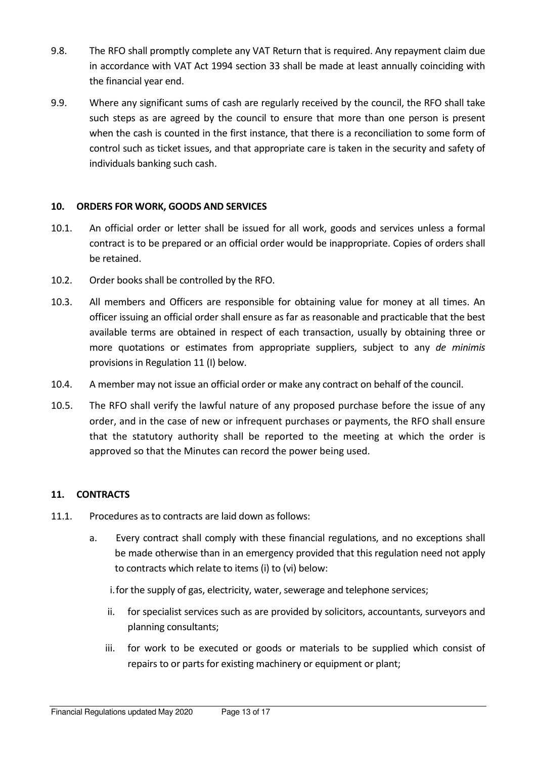9.8. The RFO shall promptly complete any VAT Return that is required. Any repayment claim due in accordance with VAT Act 1994 section 33 shall be made at least annually coinciding with the financial year end.

9.9. Where any significant sums of cash are regularly received by the council, the RFO shall take such steps as are agreed by the council to ensure that more than one person is present when the cash is counted in the first instance, that there is a reconciliation to some form of control such as ticket issues, and that appropriate care is taken in the security and safety of individuals banking such cash.

## 10. ORDERS FOR WORK, GOODS AND SERVICES

10.1. An official order or letter shall be issued for all work, goods and services unless a formal contract is to be prepared or an official order would be inappropriate. Copies of orders shall be retained.

10.2. Order books shall be controlled by the RFO.

10.3. All members and Officers are responsible for obtaining value for money at all times. An officer issuing an official order shall ensure as far as reasonable and practicable that the best available terms are obtained in respect of each transaction, usually by obtaining three or more quotations or estimates from appropriate suppliers, subject to any *de minimis* provisions in Regulation 11 (I) below.

10.4. A member may not issue an official order or make any contract on behalf of the council.

10.5. The RFO shall verify the lawful nature of any proposed purchase before the issue of any order, and in the case of new or infrequent purchases or payments, the RFO shall ensure that the statutory authority shall be reported to the meeting at which the order is approved so that the Minutes can record the power being used.

## 11. CONTRACTS

11.1. Procedures as to contracts are laid down as follows:

a. Every contract shall comply with these financial regulations, and no exceptions shall be made otherwise than in an emergency provided that this regulation need not apply to contracts which relate to items (i) to (vi) below:

   i. for the supply of gas, electricity, water, sewerage and telephone services;

   ii. for specialist services such as are provided by solicitors, accountants, surveyors and planning consultants;

   iii. for work to be executed or goods or materials to be supplied which consist of repairs to or parts for existing machinery or equipment or plant;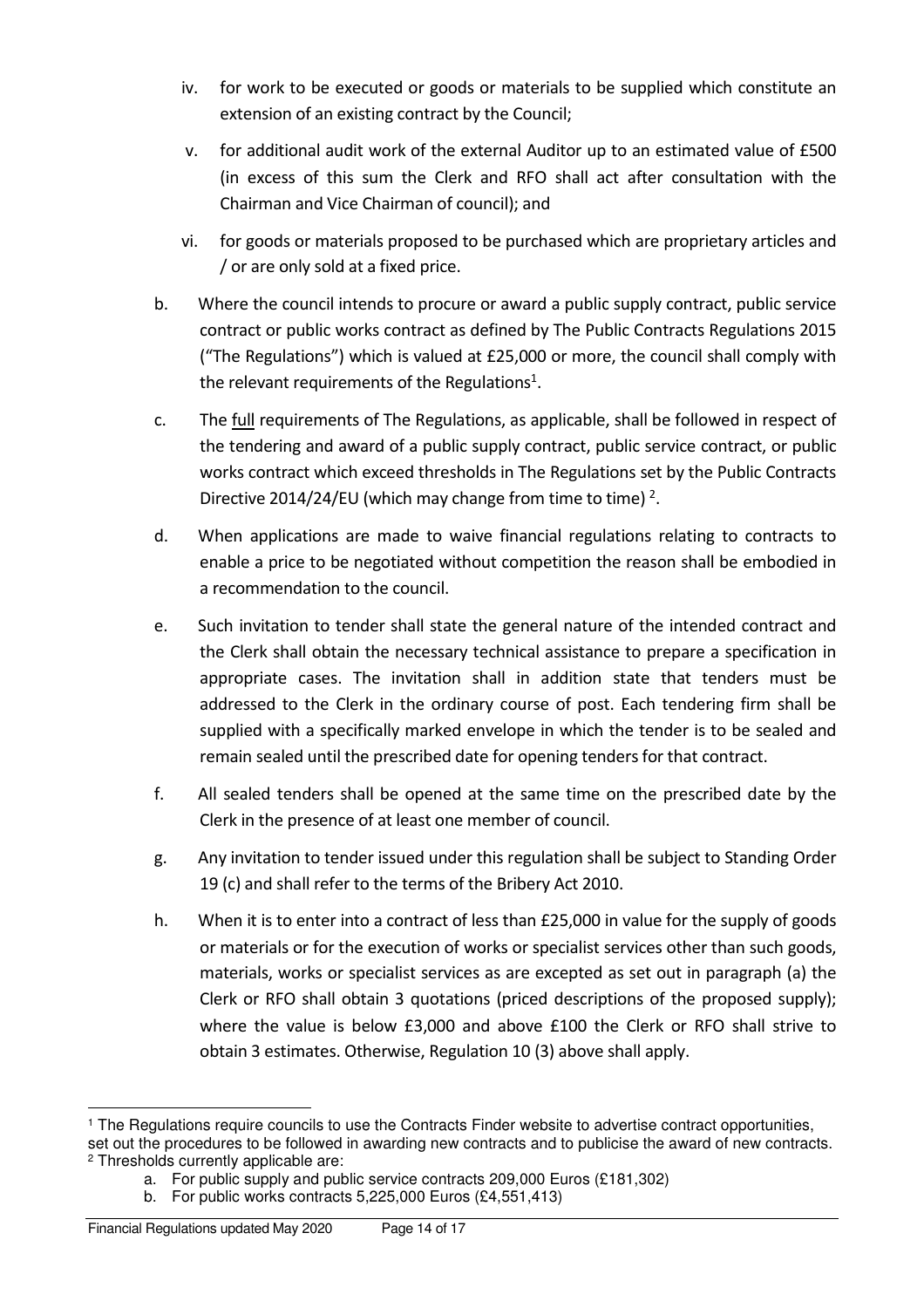iv. for work to be executed or goods or materials to be supplied which constitute an extension of an existing contract by the Council;

v. for additional audit work of the external Auditor up to an estimated value of £500 (in excess of this sum the Clerk and RFO shall act after consultation with the Chairman and Vice Chairman of council); and

vi. for goods or materials proposed to be purchased which are proprietary articles and / or are only sold at a fixed price.

b. Where the council intends to procure or award a public supply contract, public service contract or public works contract as defined by The Public Contracts Regulations 2015 ("The Regulations") which is valued at £25,000 or more, the council shall comply with the relevant requirements of the Regulations[1].

c. The <u>full</u> requirements of The Regulations, as applicable, shall be followed in respect of the tendering and award of a public supply contract, public service contract, or public works contract which exceed thresholds in The Regulations set by the Public Contracts Directive 2014/24/EU (which may change from time to time) [2].

d. When applications are made to waive financial regulations relating to contracts to enable a price to be negotiated without competition the reason shall be embodied in a recommendation to the council.

e. Such invitation to tender shall state the general nature of the intended contract and the Clerk shall obtain the necessary technical assistance to prepare a specification in appropriate cases. The invitation shall in addition state that tenders must be addressed to the Clerk in the ordinary course of post. Each tendering firm shall be supplied with a specifically marked envelope in which the tender is to be sealed and remain sealed until the prescribed date for opening tenders for that contract.

f. All sealed tenders shall be opened at the same time on the prescribed date by the Clerk in the presence of at least one member of council.

g. Any invitation to tender issued under this regulation shall be subject to Standing Order 19 (c) and shall refer to the terms of the Bribery Act 2010.

h. When it is to enter into a contract of less than £25,000 in value for the supply of goods or materials or for the execution of works or specialist services other than such goods, materials, works or specialist services as are excepted as set out in paragraph (a) the Clerk or RFO shall obtain 3 quotations (priced descriptions of the proposed supply); where the value is below £3,000 and above £100 the Clerk or RFO shall strive to obtain 3 estimates. Otherwise, Regulation 10 (3) above shall apply.

---

[1] The Regulations require councils to use the Contracts Finder website to advertise contract opportunities, set out the procedures to be followed in awarding new contracts and to publicise the award of new contracts.

[2] Thresholds currently applicable are:

a. For public supply and public service contracts 209,000 Euros (£181,302)
b. For public works contracts 5,225,000 Euros (£4,551,413)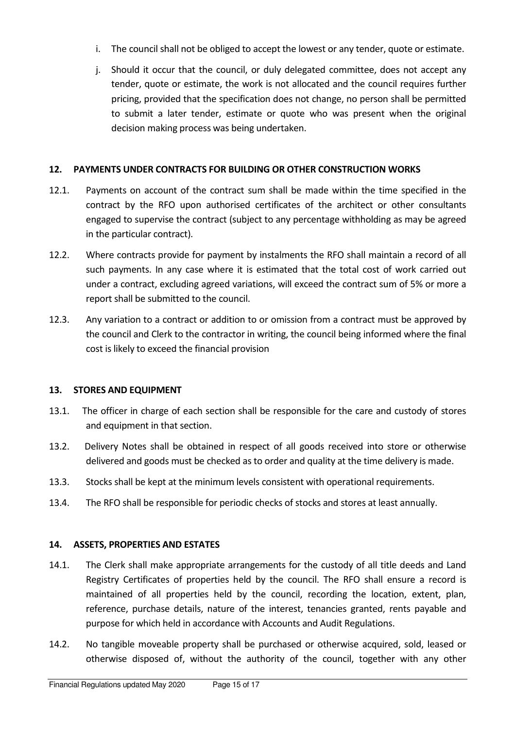i. The council shall not be obliged to accept the lowest or any tender, quote or estimate.

j. Should it occur that the council, or duly delegated committee, does not accept any tender, quote or estimate, the work is not allocated and the council requires further pricing, provided that the specification does not change, no person shall be permitted to submit a later tender, estimate or quote who was present when the original decision making process was being undertaken.

## 12. PAYMENTS UNDER CONTRACTS FOR BUILDING OR OTHER CONSTRUCTION WORKS

12.1. Payments on account of the contract sum shall be made within the time specified in the contract by the RFO upon authorised certificates of the architect or other consultants engaged to supervise the contract (subject to any percentage withholding as may be agreed in the particular contract).

12.2. Where contracts provide for payment by instalments the RFO shall maintain a record of all such payments. In any case where it is estimated that the total cost of work carried out under a contract, excluding agreed variations, will exceed the contract sum of 5% or more a report shall be submitted to the council.

12.3. Any variation to a contract or addition to or omission from a contract must be approved by the council and Clerk to the contractor in writing, the council being informed where the final cost is likely to exceed the financial provision

## 13. STORES AND EQUIPMENT

13.1. The officer in charge of each section shall be responsible for the care and custody of stores and equipment in that section.

13.2. Delivery Notes shall be obtained in respect of all goods received into store or otherwise delivered and goods must be checked as to order and quality at the time delivery is made.

13.3. Stocks shall be kept at the minimum levels consistent with operational requirements.

13.4. The RFO shall be responsible for periodic checks of stocks and stores at least annually.

## 14. ASSETS, PROPERTIES AND ESTATES

14.1. The Clerk shall make appropriate arrangements for the custody of all title deeds and Land Registry Certificates of properties held by the council. The RFO shall ensure a record is maintained of all properties held by the council, recording the location, extent, plan, reference, purchase details, nature of the interest, tenancies granted, rents payable and purpose for which held in accordance with Accounts and Audit Regulations.

14.2. No tangible moveable property shall be purchased or otherwise acquired, sold, leased or otherwise disposed of, without the authority of the council, together with any other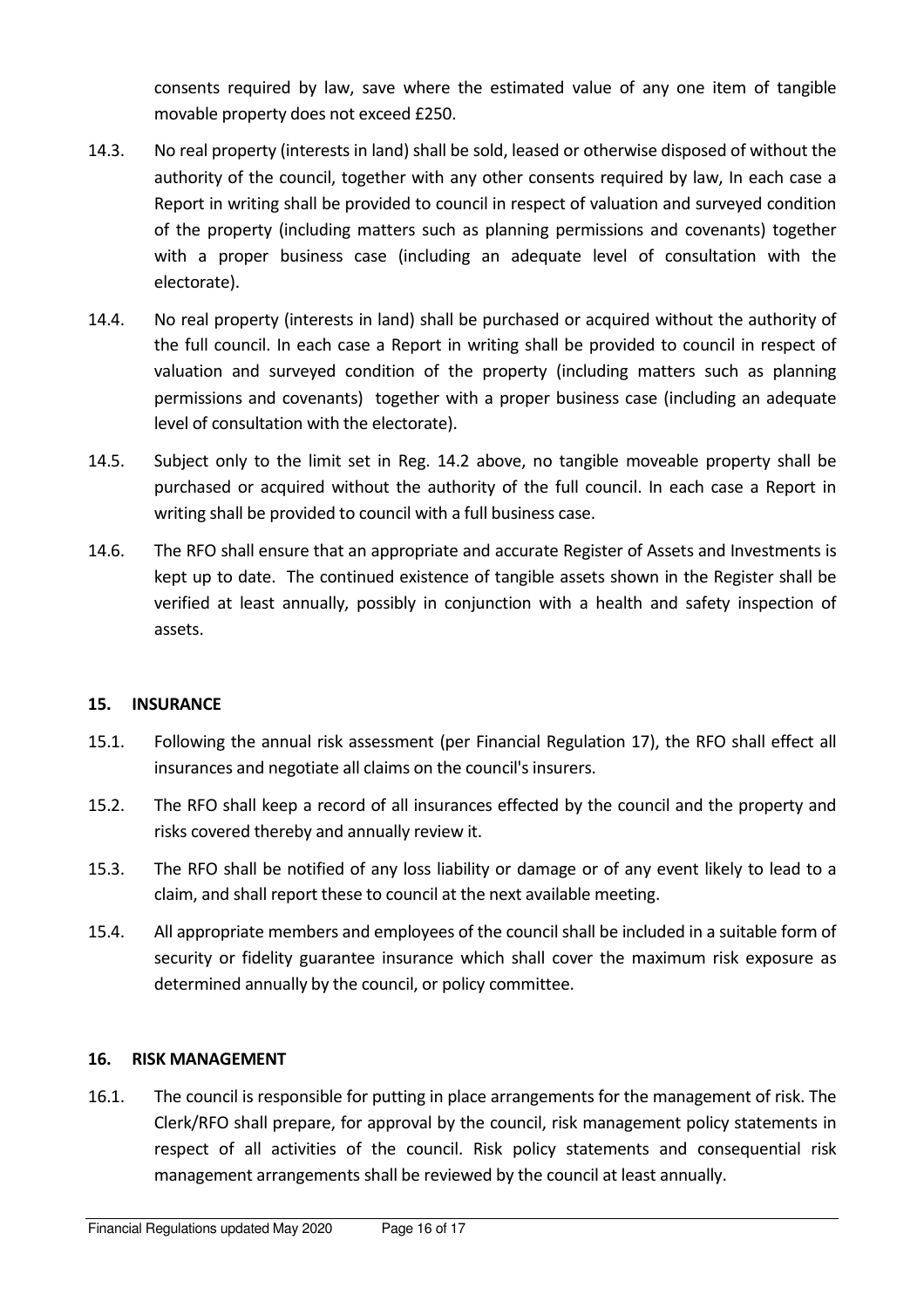consents required by law, save where the estimated value of any one item of tangible movable property does not exceed £250.

14.3. No real property (interests in land) shall be sold, leased or otherwise disposed of without the authority of the council, together with any other consents required by law, In each case a Report in writing shall be provided to council in respect of valuation and surveyed condition of the property (including matters such as planning permissions and covenants) together with a proper business case (including an adequate level of consultation with the electorate).

14.4. No real property (interests in land) shall be purchased or acquired without the authority of the full council. In each case a Report in writing shall be provided to council in respect of valuation and surveyed condition of the property (including matters such as planning permissions and covenants) together with a proper business case (including an adequate level of consultation with the electorate).

14.5. Subject only to the limit set in Reg. 14.2 above, no tangible moveable property shall be purchased or acquired without the authority of the full council. In each case a Report in writing shall be provided to council with a full business case.

14.6. The RFO shall ensure that an appropriate and accurate Register of Assets and Investments is kept up to date. The continued existence of tangible assets shown in the Register shall be verified at least annually, possibly in conjunction with a health and safety inspection of assets.

## 15. INSURANCE

15.1. Following the annual risk assessment (per Financial Regulation 17), the RFO shall effect all insurances and negotiate all claims on the council's insurers.

15.2. The RFO shall keep a record of all insurances effected by the council and the property and risks covered thereby and annually review it.

15.3. The RFO shall be notified of any loss liability or damage or of any event likely to lead to a claim, and shall report these to council at the next available meeting.

15.4. All appropriate members and employees of the council shall be included in a suitable form of security or fidelity guarantee insurance which shall cover the maximum risk exposure as determined annually by the council, or policy committee.

## 16. RISK MANAGEMENT

16.1. The council is responsible for putting in place arrangements for the management of risk. The Clerk/RFO shall prepare, for approval by the council, risk management policy statements in respect of all activities of the council. Risk policy statements and consequential risk management arrangements shall be reviewed by the council at least annually.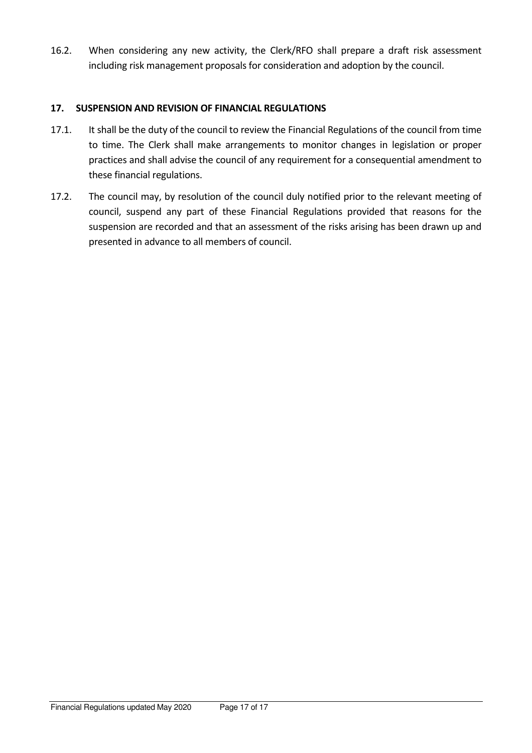16.2. When considering any new activity, the Clerk/RFO shall prepare a draft risk assessment including risk management proposals for consideration and adoption by the council.

## 17. SUSPENSION AND REVISION OF FINANCIAL REGULATIONS

17.1. It shall be the duty of the council to review the Financial Regulations of the council from time to time. The Clerk shall make arrangements to monitor changes in legislation or proper practices and shall advise the council of any requirement for a consequential amendment to these financial regulations.

17.2. The council may, by resolution of the council duly notified prior to the relevant meeting of council, suspend any part of these Financial Regulations provided that reasons for the suspension are recorded and that an assessment of the risks arising has been drawn up and presented in advance to all members of council.